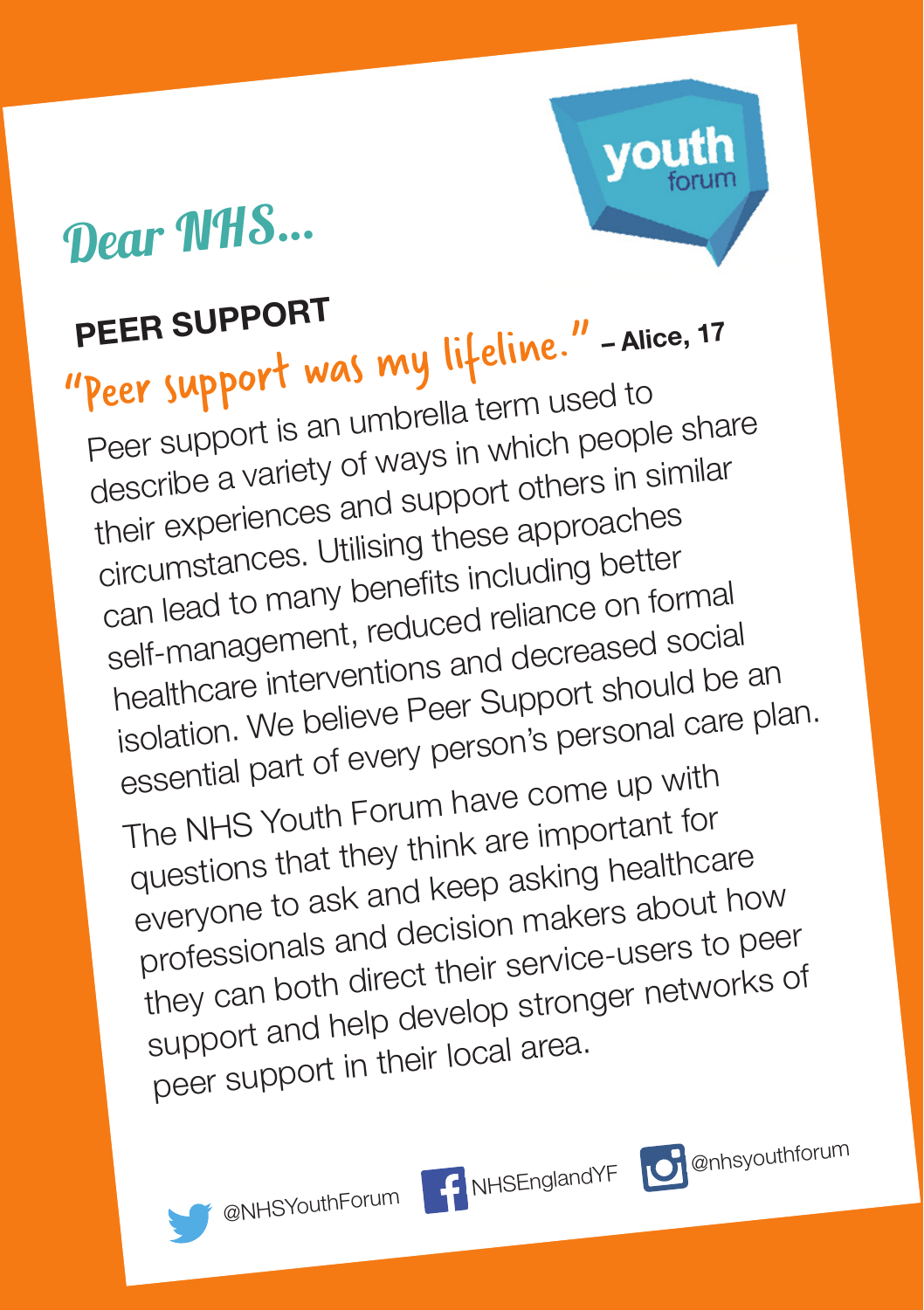# Dear NHS...

youth forum

## PEER SUPPORT

*"Peer support was my lifeline."* **– Alice, 17**

Peer support is an umbrella term used to describe a variety of ways in which people share their experiences and support others in similar circumstances. Utilising these approaches can lead to many benefits including better self-management, reduced reliance on formal healthcare interventions and decreased social isolation. We believe Peer Support should be an essential part of every person's personal care plan.

The NHS Youth Forum have come up with questions that they think are important for everyone to ask and keep asking healthcare professionals and decision makers about how they can both direct their service-users to peer support and help develop stronger networks of peer support in their local area.

@NHSYouthForum NHSEnglandYF @nhsyouthforum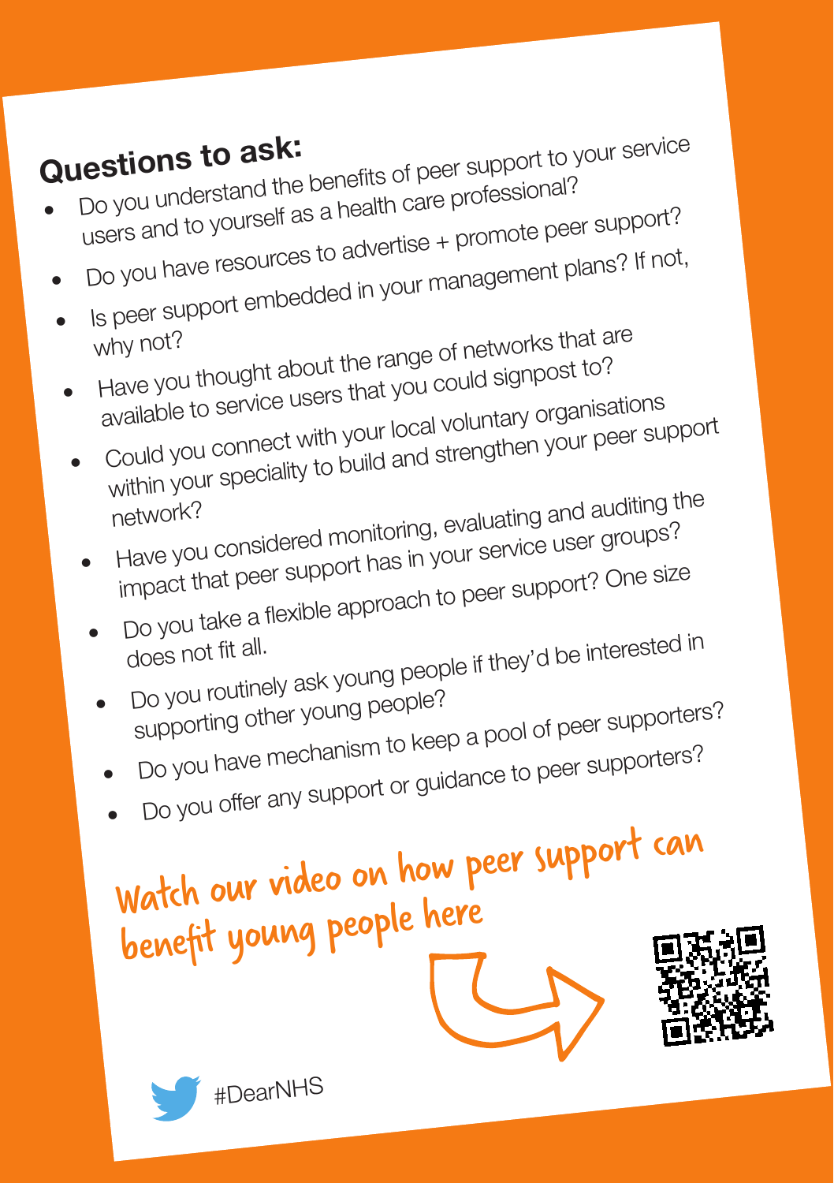## Questions to ask:

- Do you understand the benefits of peer support to your service users and to yourself as a health care professional?
- Do you have resources to advertise + promote peer support?
- Is peer support embedded in your management plans? If not, why not?
- Have you thought about the range of networks that are available to service users that you could signpost to?
- Could you connect with your local voluntary organisations within your speciality to build and strengthen your peer support network?
- Have you considered monitoring, evaluating and auditing the impact that peer support has in your service user groups?
- Do you take a flexible approach to peer support? One size does not fit all.
- Do you routinely ask young people if they'd be interested in supporting other young people?
- Do you have mechanism to keep a pool of peer supporters?
- Do you offer any support or guidance to peer supporters?

**Watch our video on how peer support can benefit young people here**

#DearNHS